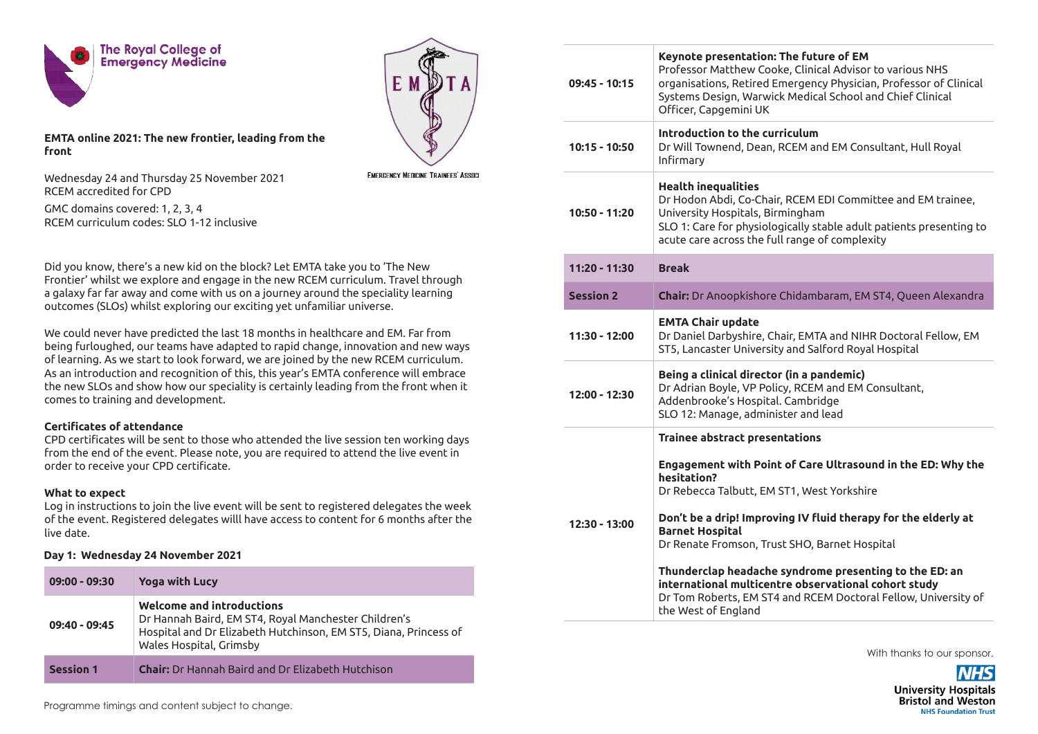The Royal College of Emergency Medicine

EMTA — Emergency Medicine Trainees' Association

**EMTA online 2021: The new frontier, leading from the front**

Wednesday 24 and Thursday 25 November 2021
RCEM accredited for CPD

GMC domains covered: 1, 2, 3, 4
RCEM curriculum codes: SLO 1-12 inclusive

Did you know, there's a new kid on the block? Let EMTA take you to 'The New Frontier' whilst we explore and engage in the new RCEM curriculum. Travel through a galaxy far far away and come with us on a journey around the speciality learning outcomes (SLOs) whilst exploring our exciting yet unfamiliar universe.

We could never have predicted the last 18 months in healthcare and EM. Far from being furloughed, our teams have adapted to rapid change, innovation and new ways of learning. As we start to look forward, we are joined by the new RCEM curriculum. As an introduction and recognition of this, this year's EMTA conference will embrace the new SLOs and show how our speciality is certainly leading from the front when it comes to training and development.

**Certificates of attendance**
CPD certificates will be sent to those who attended the live session ten working days from the end of the event. Please note, you are required to attend the live event in order to receive your CPD certificate.

**What to expect**
Log in instructions to join the live event will be sent to registered delegates the week of the event. Registered delegates willl have access to content for 6 months after the live date.

**Day 1: Wednesday 24 November 2021**

| | |
|---|---|
| **09:00 - 09:30** | **Yoga with Lucy** |
| **09:40 - 09:45** | **Welcome and introductions**<br>Dr Hannah Baird, EM ST4, Royal Manchester Children's Hospital and Dr Elizabeth Hutchinson, EM ST5, Diana, Princess of Wales Hospital, Grimsby |
| **Session 1** | **Chair:** Dr Hannah Baird and Dr Elizabeth Hutchison |
| **09:45 - 10:15** | **Keynote presentation: The future of EM**<br>Professor Matthew Cooke, Clinical Advisor to various NHS organisations, Retired Emergency Physician, Professor of Clinical Systems Design, Warwick Medical School and Chief Clinical Officer, Capgemini UK |
| **10:15 - 10:50** | **Introduction to the curriculum**<br>Dr Will Townend, Dean, RCEM and EM Consultant, Hull Royal Infirmary |
| **10:50 - 11:20** | **Health inequalities**<br>Dr Hodon Abdi, Co-Chair, RCEM EDI Committee and EM trainee, University Hospitals, Birmingham<br>SLO 1: Care for physiologically stable adult patients presenting to acute care across the full range of complexity |
| **11:20 - 11:30** | **Break** |
| **Session 2** | **Chair:** Dr Anoopkishore Chidambaram, EM ST4, Queen Alexandra |
| **11:30 - 12:00** | **EMTA Chair update**<br>Dr Daniel Darbyshire, Chair, EMTA and NIHR Doctoral Fellow, EM ST5, Lancaster University and Salford Royal Hospital |
| **12:00 - 12:30** | **Being a clinical director (in a pandemic)**<br>Dr Adrian Boyle, VP Policy, RCEM and EM Consultant, Addenbrooke's Hospital. Cambridge<br>SLO 12: Manage, administer and lead |
| **12:30 - 13:00** | **Trainee abstract presentations**<br><br>**Engagement with Point of Care Ultrasound in the ED: Why the hesitation?**<br>Dr Rebecca Talbutt, EM ST1, West Yorkshire<br><br>**Don't be a drip! Improving IV fluid therapy for the elderly at Barnet Hospital**<br>Dr Renate Fromson, Trust SHO, Barnet Hospital<br><br>**Thunderclap headache syndrome presenting to the ED: an international multicentre observational cohort study**<br>Dr Tom Roberts, EM ST4 and RCEM Doctoral Fellow, University of the West of England |

Programme timings and content subject to change.

With thanks to our sponsor.

NHS University Hospitals Bristol and Weston NHS Foundation Trust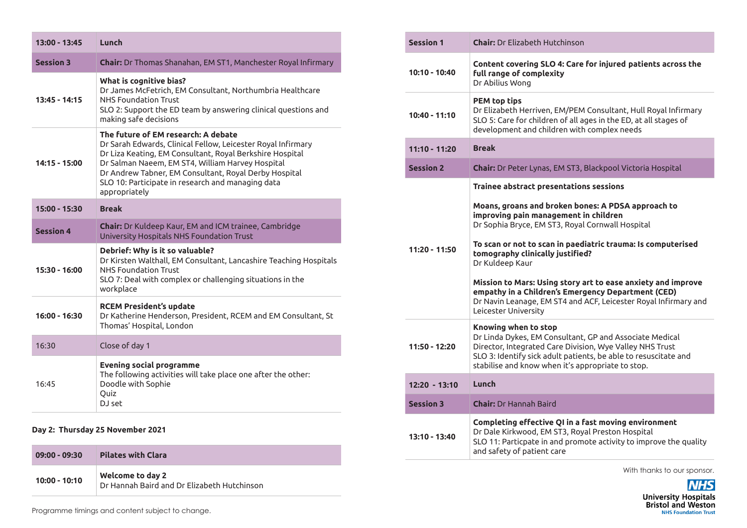| | |
|---|---|
| **13:00 - 13:45** | **Lunch** |
| **Session 3** | **Chair:** Dr Thomas Shanahan, EM ST1, Manchester Royal Infirmary |
| **13:45 - 14:15** | **What is cognitive bias?**<br>Dr James McFetrich, EM Consultant, Northumbria Healthcare NHS Foundation Trust<br>SLO 2: Support the ED team by answering clinical questions and making safe decisions |
| **14:15 - 15:00** | **The future of EM research: A debate**<br>Dr Sarah Edwards, Clinical Fellow, Leicester Royal Infirmary<br>Dr Liza Keating, EM Consultant, Royal Berkshire Hospital<br>Dr Salman Naeem, EM ST4, William Harvey Hospital<br>Dr Andrew Tabner, EM Consultant, Royal Derby Hospital<br>SLO 10: Participate in research and managing data appropriately |
| **15:00 - 15:30** | **Break** |
| **Session 4** | **Chair:** Dr Kuldeep Kaur, EM and ICM trainee, Cambridge University Hospitals NHS Foundation Trust |
| **15:30 - 16:00** | **Debrief: Why is it so valuable?**<br>Dr Kirsten Walthall, EM Consultant, Lancashire Teaching Hospitals NHS Foundation Trust<br>SLO 7: Deal with complex or challenging situations in the workplace |
| **16:00 - 16:30** | **RCEM President's update**<br>Dr Katherine Henderson, President, RCEM and EM Consultant, St Thomas' Hospital, London |
| 16:30 | Close of day 1 |
| 16:45 | **Evening social programme**<br>The following activities will take place one after the other:<br>Doodle with Sophie<br>Quiz<br>DJ set |

**Day 2: Thursday 25 November 2021**

| | |
|---|---|
| **09:00 - 09:30** | **Pilates with Clara** |
| **10:00 - 10:10** | **Welcome to day 2**<br>Dr Hannah Baird and Dr Elizabeth Hutchinson |
| **Session 1** | **Chair:** Dr Elizabeth Hutchinson |
| **10:10 - 10:40** | **Content covering SLO 4: Care for injured patients across the full range of complexity**<br>Dr Abilius Wong |
| **10:40 - 11:10** | **PEM top tips**<br>Dr Elizabeth Herriven, EM/PEM Consultant, Hull Royal Infirmary<br>SLO 5: Care for children of all ages in the ED, at all stages of development and children with complex needs |
| **11:10 - 11:20** | **Break** |
| **Session 2** | **Chair:** Dr Peter Lynas, EM ST3, Blackpool Victoria Hospital |
| **11:20 - 11:50** | **Trainee abstract presentations sessions**<br><br>**Moans, groans and broken bones: A PDSA approach to improving pain management in children**<br>Dr Sophia Bryce, EM ST3, Royal Cornwall Hospital<br><br>**To scan or not to scan in paediatric trauma: Is computerised tomography clinically justified?**<br>Dr Kuldeep Kaur<br><br>**Mission to Mars: Using story art to ease anxiety and improve empathy in a Children's Emergency Department (CED)**<br>Dr Navin Leanage, EM ST4 and ACF, Leicester Royal Infirmary and Leicester University |
| **11:50 - 12:20** | **Knowing when to stop**<br>Dr Linda Dykes, EM Consultant, GP and Associate Medical Director, Integrated Care Division, Wye Valley NHS Trust<br>SLO 3: Identify sick adult patients, be able to resuscitate and stabilise and know when it's appropriate to stop. |
| **12:20 - 13:10** | **Lunch** |
| **Session 3** | **Chair:** Dr Hannah Baird |
| **13:10 - 13:40** | **Completing effective QI in a fast moving environment**<br>Dr Dale Kirkwood, EM ST3, Royal Preston Hospital<br>SLO 11: Particpate in and promote activity to improve the quality and safety of patient care |

Programme timings and content subject to change.

With thanks to our sponsor.

NHS
University Hospitals Bristol and Weston
NHS Foundation Trust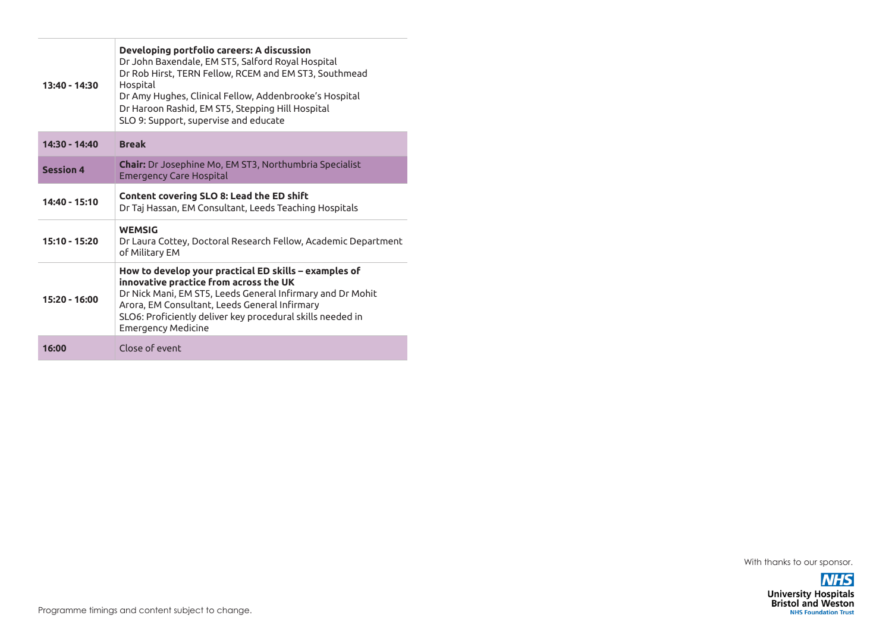| | |
|---|---|
| **13:40 - 14:30** | **Developing portfolio careers: A discussion**<br>Dr John Baxendale, EM ST5, Salford Royal Hospital<br>Dr Rob Hirst, TERN Fellow, RCEM and EM ST3, Southmead Hospital<br>Dr Amy Hughes, Clinical Fellow, Addenbrooke's Hospital<br>Dr Haroon Rashid, EM ST5, Stepping Hill Hospital<br>SLO 9: Support, supervise and educate |
| **14:30 - 14:40** | **Break** |
| **Session 4** | **Chair:** Dr Josephine Mo, EM ST3, Northumbria Specialist Emergency Care Hospital |
| **14:40 - 15:10** | **Content covering SLO 8: Lead the ED shift**<br>Dr Taj Hassan, EM Consultant, Leeds Teaching Hospitals |
| **15:10 - 15:20** | **WEMSIG**<br>Dr Laura Cottey, Doctoral Research Fellow, Academic Department of Military EM |
| **15:20 - 16:00** | **How to develop your practical ED skills – examples of innovative practice from across the UK**<br>Dr Nick Mani, EM ST5, Leeds General Infirmary and Dr Mohit Arora, EM Consultant, Leeds General Infirmary<br>SLO6: Proficiently deliver key procedural skills needed in Emergency Medicine |
| **16:00** | Close of event |

With thanks to our sponsor.

NHS University Hospitals Bristol and Weston NHS Foundation Trust

Programme timings and content subject to change.